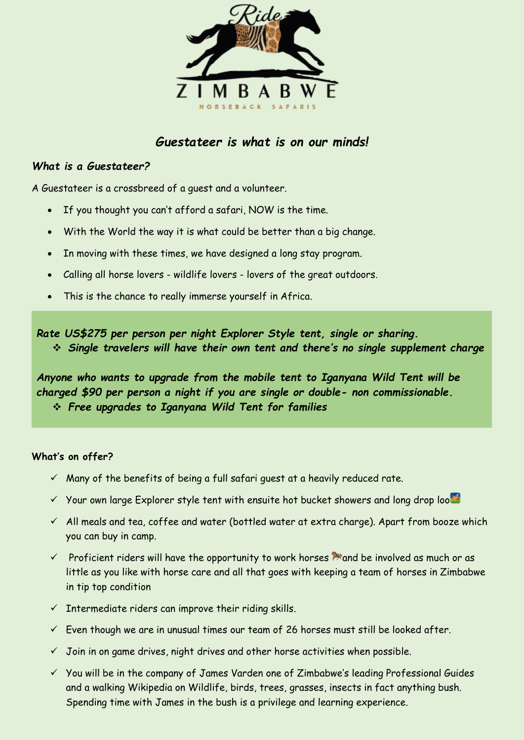Ride ZIMBABWE HORSEBACK SAFARIS

## *Guestateer is what is on our minds!*

### *What is a Guestateer?*

A Guestateer is a crossbreed of a guest and a volunteer.

- If you thought you can't afford a safari, NOW is the time.
- With the World the way it is what could be better than a big change.
- In moving with these times, we have designed a long stay program.
- Calling all horse lovers - wildlife lovers - lovers of the great outdoors.
- This is the chance to really immerse yourself in Africa.

***Rate US$275 per person per night Explorer Style tent, single or sharing.***

- ***Single travelers will have their own tent and there's no single supplement charge***

***Anyone who wants to upgrade from the mobile tent to Iganyana Wild Tent will be charged $90 per person a night if you are single or double- non commissionable.***

- ***Free upgrades to Iganyana Wild Tent for families***

**What's on offer?**

- ✓ Many of the benefits of being a full safari guest at a heavily reduced rate.
- ✓ Your own large Explorer style tent with ensuite hot bucket showers and long drop loo🌅
- ✓ All meals and tea, coffee and water (bottled water at extra charge). Apart from booze which you can buy in camp.
- ✓ Proficient riders will have the opportunity to work horses 🐎 and be involved as much or as little as you like with horse care and all that goes with keeping a team of horses in Zimbabwe in tip top condition
- ✓ Intermediate riders can improve their riding skills.
- ✓ Even though we are in unusual times our team of 26 horses must still be looked after.
- ✓ Join in on game drives, night drives and other horse activities when possible.
- ✓ You will be in the company of James Varden one of Zimbabwe's leading Professional Guides and a walking Wikipedia on Wildlife, birds, trees, grasses, insects in fact anything bush. Spending time with James in the bush is a privilege and learning experience.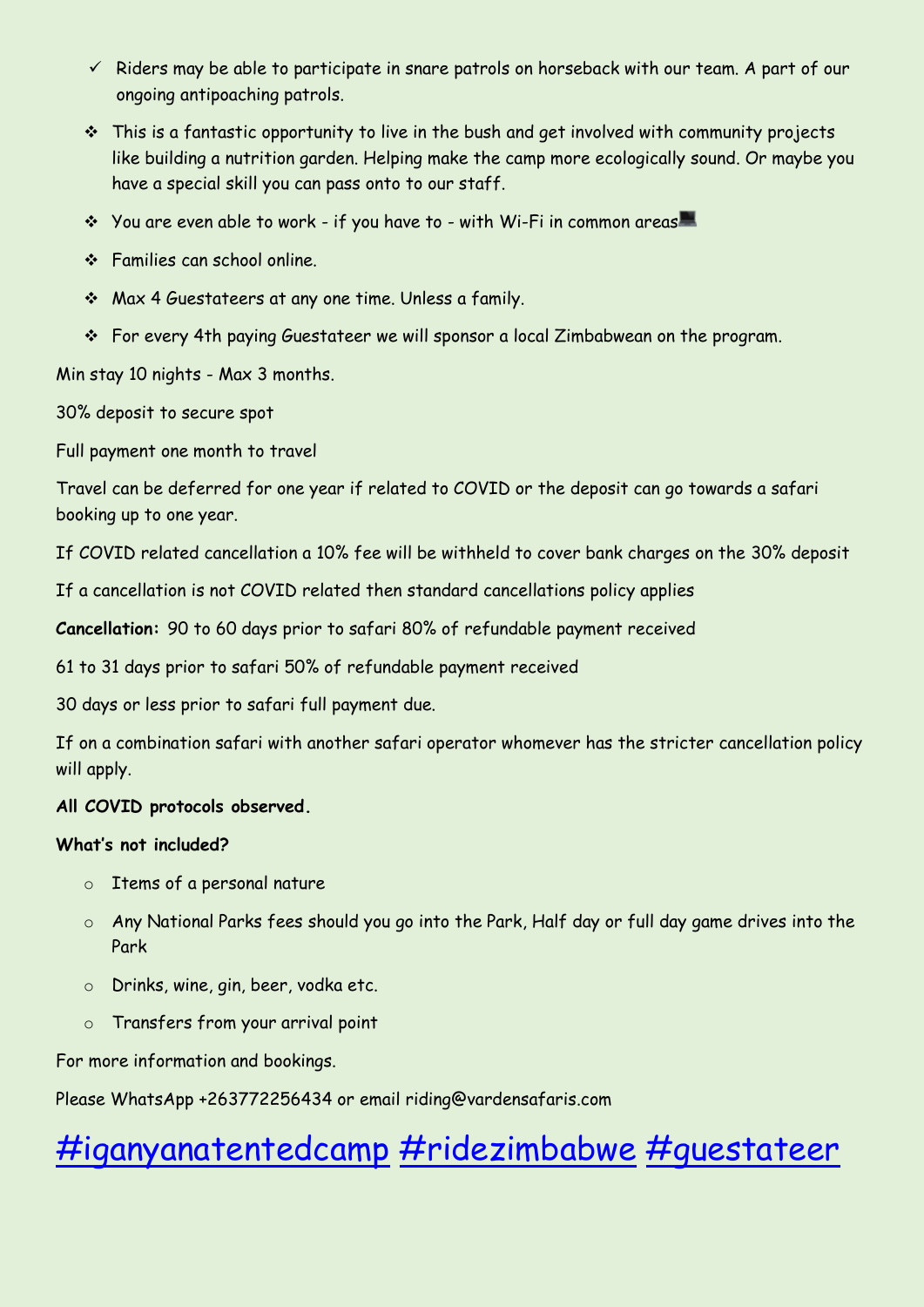- Riders may be able to participate in snare patrols on horseback with our team. A part of our ongoing antipoaching patrols.
- This is a fantastic opportunity to live in the bush and get involved with community projects like building a nutrition garden. Helping make the camp more ecologically sound. Or maybe you have a special skill you can pass onto to our staff.
- You are even able to work - if you have to - with Wi-Fi in common areas💻
- Families can school online.
- Max 4 Guestateers at any one time. Unless a family.
- For every 4th paying Guestateer we will sponsor a local Zimbabwean on the program.

Min stay 10 nights - Max 3 months.

30% deposit to secure spot

Full payment one month to travel

Travel can be deferred for one year if related to COVID or the deposit can go towards a safari booking up to one year.

If COVID related cancellation a 10% fee will be withheld to cover bank charges on the 30% deposit

If a cancellation is not COVID related then standard cancellations policy applies

**Cancellation:** 90 to 60 days prior to safari 80% of refundable payment received

61 to 31 days prior to safari 50% of refundable payment received

30 days or less prior to safari full payment due.

If on a combination safari with another safari operator whomever has the stricter cancellation policy will apply.

**All COVID protocols observed.**

**What's not included?**

- Items of a personal nature
- Any National Parks fees should you go into the Park, Half day or full day game drives into the Park
- Drinks, wine, gin, beer, vodka etc.
- Transfers from your arrival point

For more information and bookings.

Please WhatsApp +263772256434 or email riding@vardensafaris.com

# #iganyanatentedcamp #ridezimbabwe #guestateer